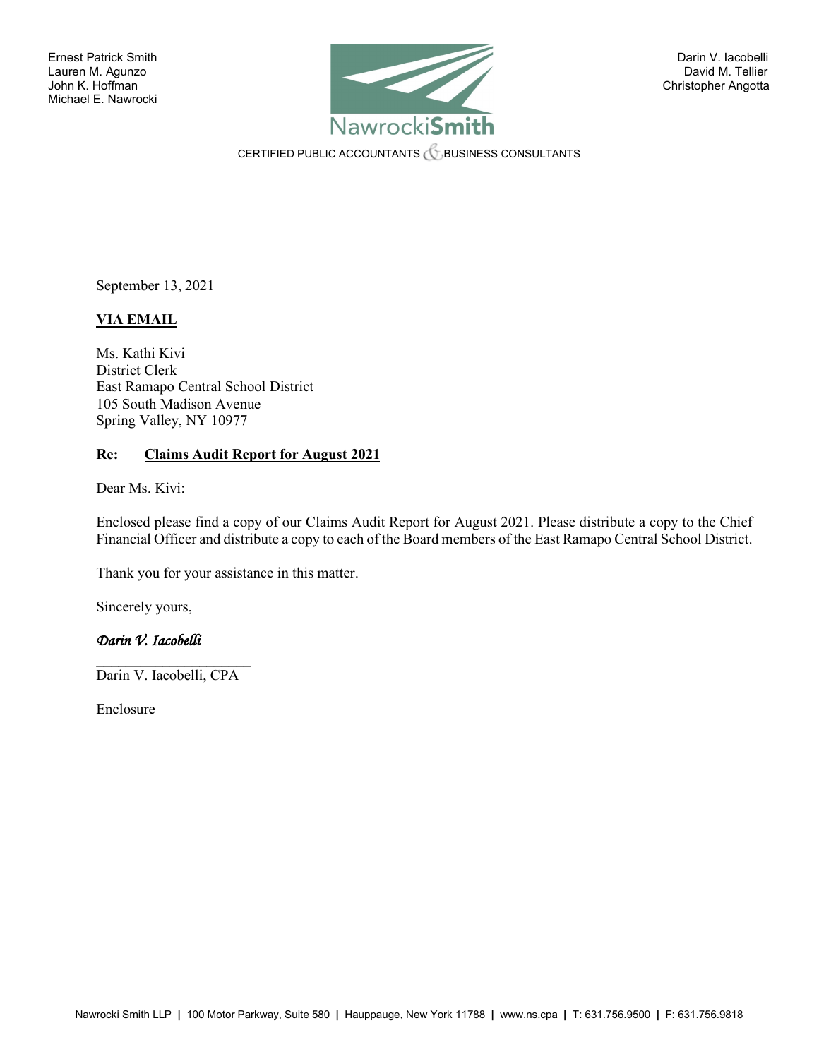Ernest Patrick Smith
Lauren M. Agunzo
John K. Hoffman
Michael E. Nawrocki

Darin V. Iacobelli
David M. Tellier
Christopher Angotta

NawrockiSmith

CERTIFIED PUBLIC ACCOUNTANTS & BUSINESS CONSULTANTS

September 13, 2021

**VIA EMAIL**

Ms. Kathi Kivi
District Clerk
East Ramapo Central School District
105 South Madison Avenue
Spring Valley, NY 10977

**Re: Claims Audit Report for August 2021**

Dear Ms. Kivi:

Enclosed please find a copy of our Claims Audit Report for August 2021. Please distribute a copy to the Chief Financial Officer and distribute a copy to each of the Board members of the East Ramapo Central School District.

Thank you for your assistance in this matter.

Sincerely yours,

*Darin V. Iacobelli*

Darin V. Iacobelli, CPA

Enclosure

Nawrocki Smith LLP | 100 Motor Parkway, Suite 580 | Hauppauge, New York 11788 | www.ns.cpa | T: 631.756.9500 | F: 631.756.9818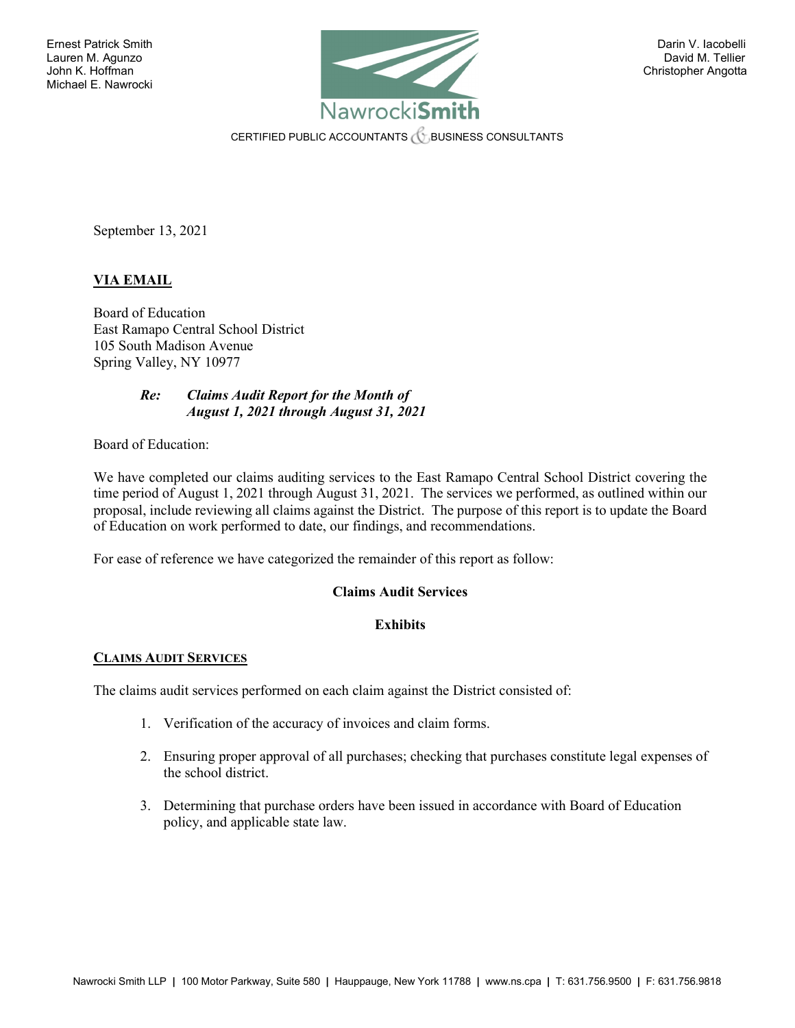Ernest Patrick Smith
Lauren M. Agunzo
John K. Hoffman
Michael E. Nawrocki

Darin V. Iacobelli
David M. Tellier
Christopher Angotta

NawrockiSmith

CERTIFIED PUBLIC ACCOUNTANTS & BUSINESS CONSULTANTS

September 13, 2021

**VIA EMAIL**

Board of Education
East Ramapo Central School District
105 South Madison Avenue
Spring Valley, NY 10977

***Re: Claims Audit Report for the Month of August 1, 2021 through August 31, 2021***

Board of Education:

We have completed our claims auditing services to the East Ramapo Central School District covering the time period of August 1, 2021 through August 31, 2021. The services we performed, as outlined within our proposal, include reviewing all claims against the District. The purpose of this report is to update the Board of Education on work performed to date, our findings, and recommendations.

For ease of reference we have categorized the remainder of this report as follow:

**Claims Audit Services**

**Exhibits**

## CLAIMS AUDIT SERVICES

The claims audit services performed on each claim against the District consisted of:

1. Verification of the accuracy of invoices and claim forms.
2. Ensuring proper approval of all purchases; checking that purchases constitute legal expenses of the school district.
3. Determining that purchase orders have been issued in accordance with Board of Education policy, and applicable state law.

Nawrocki Smith LLP | 100 Motor Parkway, Suite 580 | Hauppauge, New York 11788 | www.ns.cpa | T: 631.756.9500 | F: 631.756.9818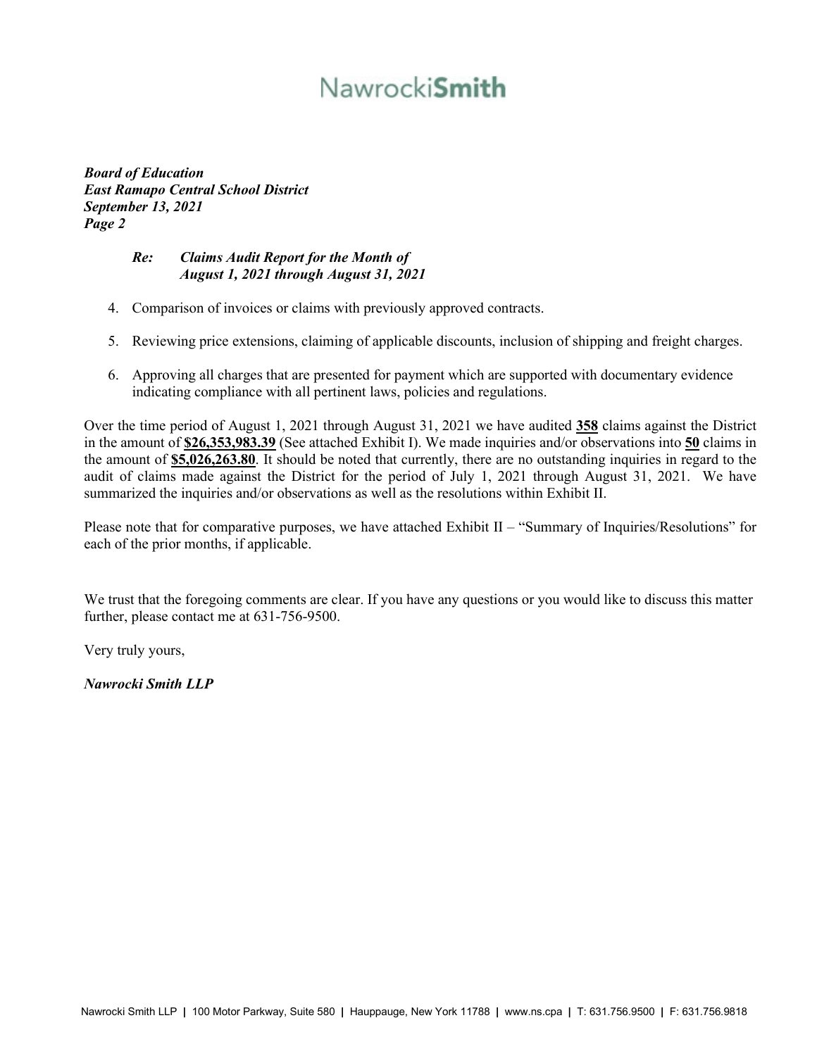*Board of Education*
*East Ramapo Central School District*
*September 13, 2021*
*Page 2*

*Re: Claims Audit Report for the Month of August 1, 2021 through August 31, 2021*

4. Comparison of invoices or claims with previously approved contracts.
5. Reviewing price extensions, claiming of applicable discounts, inclusion of shipping and freight charges.
6. Approving all charges that are presented for payment which are supported with documentary evidence indicating compliance with all pertinent laws, policies and regulations.

Over the time period of August 1, 2021 through August 31, 2021 we have audited **358** claims against the District in the amount of **$26,353,983.39** (See attached Exhibit I). We made inquiries and/or observations into **50** claims in the amount of **$5,026,263.80**. It should be noted that currently, there are no outstanding inquiries in regard to the audit of claims made against the District for the period of July 1, 2021 through August 31, 2021. We have summarized the inquiries and/or observations as well as the resolutions within Exhibit II.

Please note that for comparative purposes, we have attached Exhibit II – "Summary of Inquiries/Resolutions" for each of the prior months, if applicable.

We trust that the foregoing comments are clear. If you have any questions or you would like to discuss this matter further, please contact me at 631-756-9500.

Very truly yours,

*Nawrocki Smith LLP*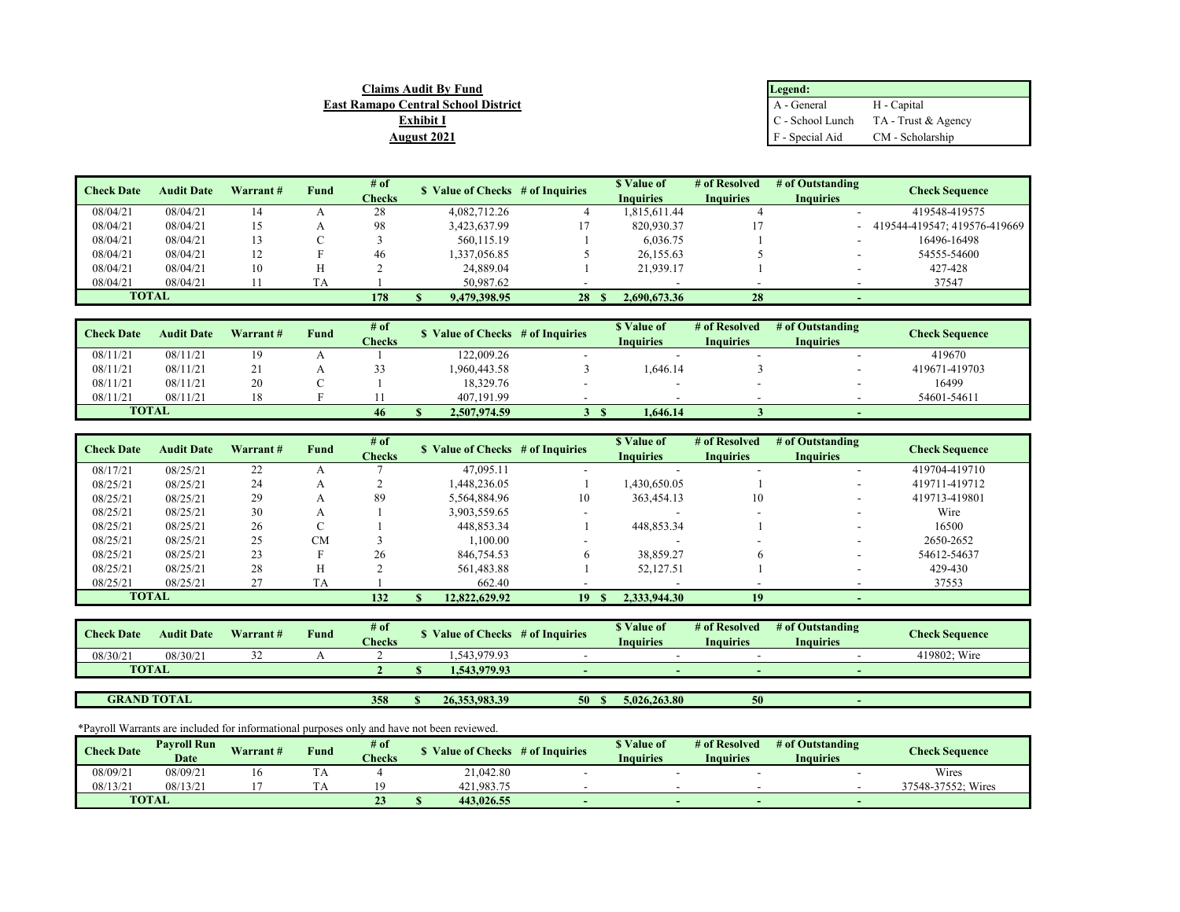**Claims Audit By Fund**
**East Ramapo Central School District**
**Exhibit I**
**August 2021**

| Legend: | |
|---|---|
| A - General | H - Capital |
| C - School Lunch | TA - Trust & Agency |
| F - Special Aid | CM - Scholarship |

| Check Date | Audit Date | Warrant # | Fund | # of Checks | $ Value of Checks | # of Inquiries | $ Value of Inquiries | # of Resolved Inquiries | # of Outstanding Inquiries | Check Sequence |
|---|---|---|---|---|---|---|---|---|---|---|
| 08/04/21 | 08/04/21 | 14 | A | 28 | 4,082,712.26 | 4 | 1,815,611.44 | 4 | - | 419548-419575 |
| 08/04/21 | 08/04/21 | 15 | A | 98 | 3,423,637.99 | 17 | 820,930.37 | 17 | - | 419544-419547; 419576-419669 |
| 08/04/21 | 08/04/21 | 13 | C | 3 | 560,115.19 | 1 | 6,036.75 | 1 | - | 16496-16498 |
| 08/04/21 | 08/04/21 | 12 | F | 46 | 1,337,056.85 | 5 | 26,155.63 | 5 | - | 54555-54600 |
| 08/04/21 | 08/04/21 | 10 | H | 2 | 24,889.04 | 1 | 21,939.17 | 1 | - | 427-428 |
| 08/04/21 | 08/04/21 | 11 | TA | 1 | 50,987.62 | - | - | - | - | 37547 |
| **TOTAL** | | | | **178** | **$ 9,479,398.95** | **28** | **$ 2,690,673.36** | **28** | **-** | |

| Check Date | Audit Date | Warrant # | Fund | # of Checks | $ Value of Checks | # of Inquiries | $ Value of Inquiries | # of Resolved Inquiries | # of Outstanding Inquiries | Check Sequence |
|---|---|---|---|---|---|---|---|---|---|---|
| 08/11/21 | 08/11/21 | 19 | A | 1 | 122,009.26 | - | - | - | - | 419670 |
| 08/11/21 | 08/11/21 | 21 | A | 33 | 1,960,443.58 | 3 | 1,646.14 | 3 | - | 419671-419703 |
| 08/11/21 | 08/11/21 | 20 | C | 1 | 18,329.76 | - | - | - | - | 16499 |
| 08/11/21 | 08/11/21 | 18 | F | 11 | 407,191.99 | - | - | - | - | 54601-54611 |
| **TOTAL** | | | | **46** | **$ 2,507,974.59** | **3** | **$ 1,646.14** | **3** | **-** | |

| Check Date | Audit Date | Warrant # | Fund | # of Checks | $ Value of Checks | # of Inquiries | $ Value of Inquiries | # of Resolved Inquiries | # of Outstanding Inquiries | Check Sequence |
|---|---|---|---|---|---|---|---|---|---|---|
| 08/17/21 | 08/25/21 | 22 | A | 7 | 47,095.11 | - | - | - | - | 419704-419710 |
| 08/25/21 | 08/25/21 | 24 | A | 2 | 1,448,236.05 | 1 | 1,430,650.05 | 1 | - | 419711-419712 |
| 08/25/21 | 08/25/21 | 29 | A | 89 | 5,564,884.96 | 10 | 363,454.13 | 10 | - | 419713-419801 |
| 08/25/21 | 08/25/21 | 30 | A | 1 | 3,903,559.65 | - | - | - | - | Wire |
| 08/25/21 | 08/25/21 | 26 | C | 1 | 448,853.34 | 1 | 448,853.34 | 1 | - | 16500 |
| 08/25/21 | 08/25/21 | 25 | CM | 3 | 1,100.00 | - | - | - | - | 2650-2652 |
| 08/25/21 | 08/25/21 | 23 | F | 26 | 846,754.53 | 6 | 38,859.27 | 6 | - | 54612-54637 |
| 08/25/21 | 08/25/21 | 28 | H | 2 | 561,483.88 | 1 | 52,127.51 | 1 | - | 429-430 |
| 08/25/21 | 08/25/21 | 27 | TA | 1 | 662.40 | - | - | - | - | 37553 |
| **TOTAL** | | | | **132** | **$ 12,822,629.92** | **19** | **$ 2,333,944.30** | **19** | **-** | |

| Check Date | Audit Date | Warrant # | Fund | # of Checks | $ Value of Checks | # of Inquiries | $ Value of Inquiries | # of Resolved Inquiries | # of Outstanding Inquiries | Check Sequence |
|---|---|---|---|---|---|---|---|---|---|---|
| 08/30/21 | 08/30/21 | 32 | A | 2 | 1,543,979.93 | - | - | - | - | 419802; Wire |
| **TOTAL** | | | | **2** | **$ 1,543,979.93** | **-** | **-** | **-** | **-** | |

| | | | | | | | | | | |
|---|---|---|---|---|---|---|---|---|---|---|
| **GRAND TOTAL** | | | | **358** | **$ 26,353,983.39** | **50** | **$ 5,026,263.80** | **50** | **-** | |

*Payroll Warrants are included for informational purposes only and have not been reviewed.

| Check Date | Payroll Run Date | Warrant # | Fund | # of Checks | $ Value of Checks | # of Inquiries | $ Value of Inquiries | # of Resolved Inquiries | # of Outstanding Inquiries | Check Sequence |
|---|---|---|---|---|---|---|---|---|---|---|
| 08/09/21 | 08/09/21 | 16 | TA | 4 | 21,042.80 | - | - | - | - | Wires |
| 08/13/21 | 08/13/21 | 17 | TA | 19 | 421,983.75 | - | - | - | - | 37548-37552; Wires |
| **TOTAL** | | | | **23** | **$ 443,026.55** | **-** | **-** | **-** | **-** | |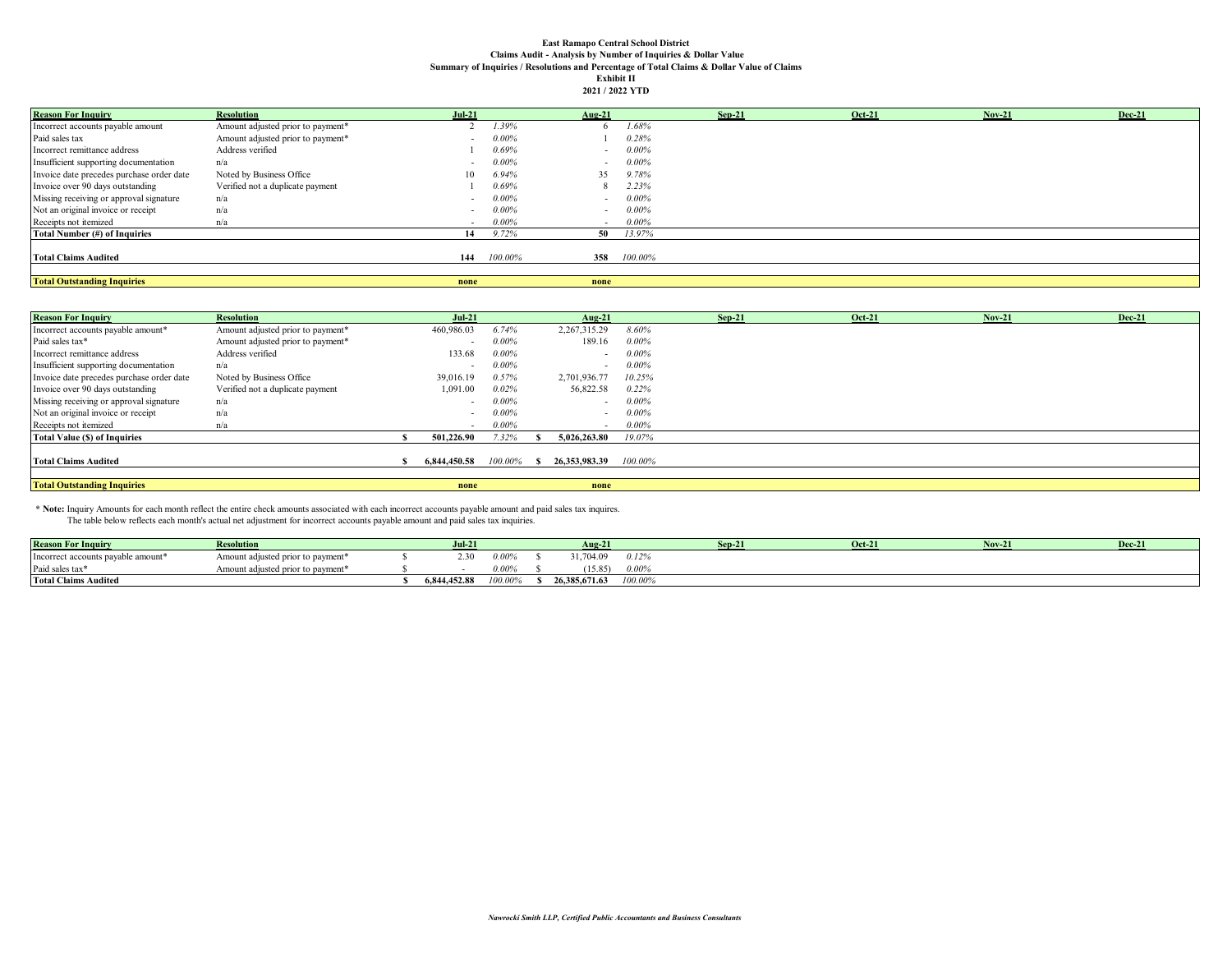**East Ramapo Central School District**
**Claims Audit - Analysis by Number of Inquiries & Dollar Value**
**Summary of Inquiries / Resolutions and Percentage of Total Claims & Dollar Value of Claims**
**Exhibit II**
**2021 / 2022 YTD**

| Reason For Inquiry | Resolution | Jul-21 | | Aug-21 | | Sep-21 | Oct-21 | Nov-21 | Dec-21 |
|---|---|---|---|---|---|---|---|---|---|
| Incorrect accounts payable amount | Amount adjusted prior to payment* | 2 | *1.39%* | 6 | *1.68%* | | | | |
| Paid sales tax | Amount adjusted prior to payment* | - | *0.00%* | 1 | *0.28%* | | | | |
| Incorrect remittance address | Address verified | 1 | *0.69%* | - | *0.00%* | | | | |
| Insufficient supporting documentation | n/a | - | *0.00%* | - | *0.00%* | | | | |
| Invoice date precedes purchase order date | Noted by Business Office | 10 | *6.94%* | 35 | *9.78%* | | | | |
| Invoice over 90 days outstanding | Verified not a duplicate payment | 1 | *0.69%* | 8 | *2.23%* | | | | |
| Missing receiving or approval signature | n/a | - | *0.00%* | - | *0.00%* | | | | |
| Not an original invoice or receipt | n/a | - | *0.00%* | - | *0.00%* | | | | |
| Receipts not itemized | n/a | - | *0.00%* | - | *0.00%* | | | | |
| **Total Number (#) of Inquiries** | | **14** | *9.72%* | **50** | *13.97%* | | | | |
| **Total Claims Audited** | | **144** | *100.00%* | **358** | *100.00%* | | | | |
| **Total Outstanding Inquiries** | | **none** | | **none** | | | | | |

| Reason For Inquiry | Resolution | Jul-21 | | Aug-21 | | Sep-21 | Oct-21 | Nov-21 | Dec-21 |
|---|---|---|---|---|---|---|---|---|---|
| Incorrect accounts payable amount* | Amount adjusted prior to payment* | 460,986.03 | *6.74%* | 2,267,315.29 | *8.60%* | | | | |
| Paid sales tax* | Amount adjusted prior to payment* | - | *0.00%* | 189.16 | *0.00%* | | | | |
| Incorrect remittance address | Address verified | 133.68 | *0.00%* | - | *0.00%* | | | | |
| Insufficient supporting documentation | n/a | - | *0.00%* | - | *0.00%* | | | | |
| Invoice date precedes purchase order date | Noted by Business Office | 39,016.19 | *0.57%* | 2,701,936.77 | *10.25%* | | | | |
| Invoice over 90 days outstanding | Verified not a duplicate payment | 1,091.00 | *0.02%* | 56,822.58 | *0.22%* | | | | |
| Missing receiving or approval signature | n/a | - | *0.00%* | - | *0.00%* | | | | |
| Not an original invoice or receipt | n/a | - | *0.00%* | - | *0.00%* | | | | |
| Receipts not itemized | n/a | - | *0.00%* | - | *0.00%* | | | | |
| **Total Value ($) of Inquiries** | | **$ 501,226.90** | *7.32%* | **$ 5,026,263.80** | *19.07%* | | | | |
| **Total Claims Audited** | | **$ 6,844,450.58** | *100.00%* | **$ 26,353,983.39** | *100.00%* | | | | |
| **Total Outstanding Inquiries** | | **none** | | **none** | | | | | |

\* **Note:** Inquiry Amounts for each month reflect the entire check amounts associated with each incorrect accounts payable amount and paid sales tax inquires.
The table below reflects each month's actual net adjustment for incorrect accounts payable amount and paid sales tax inquiries.

| Reason For Inquiry | Resolution | Jul-21 | | Aug-21 | | Sep-21 | Oct-21 | Nov-21 | Dec-21 |
|---|---|---|---|---|---|---|---|---|---|
| Incorrect accounts payable amount* | Amount adjusted prior to payment* | $ 2.30 | *0.00%* | $ 31,704.09 | *0.12%* | | | | |
| Paid sales tax* | Amount adjusted prior to payment* | $ - | *0.00%* | $ (15.85) | *0.00%* | | | | |
| **Total Claims Audited** | | **$ 6,844,452.88** | *100.00%* | **$ 26,385,671.63** | *100.00%* | | | | |

*Nawrocki Smith LLP, Certified Public Accountants and Business Consultants*